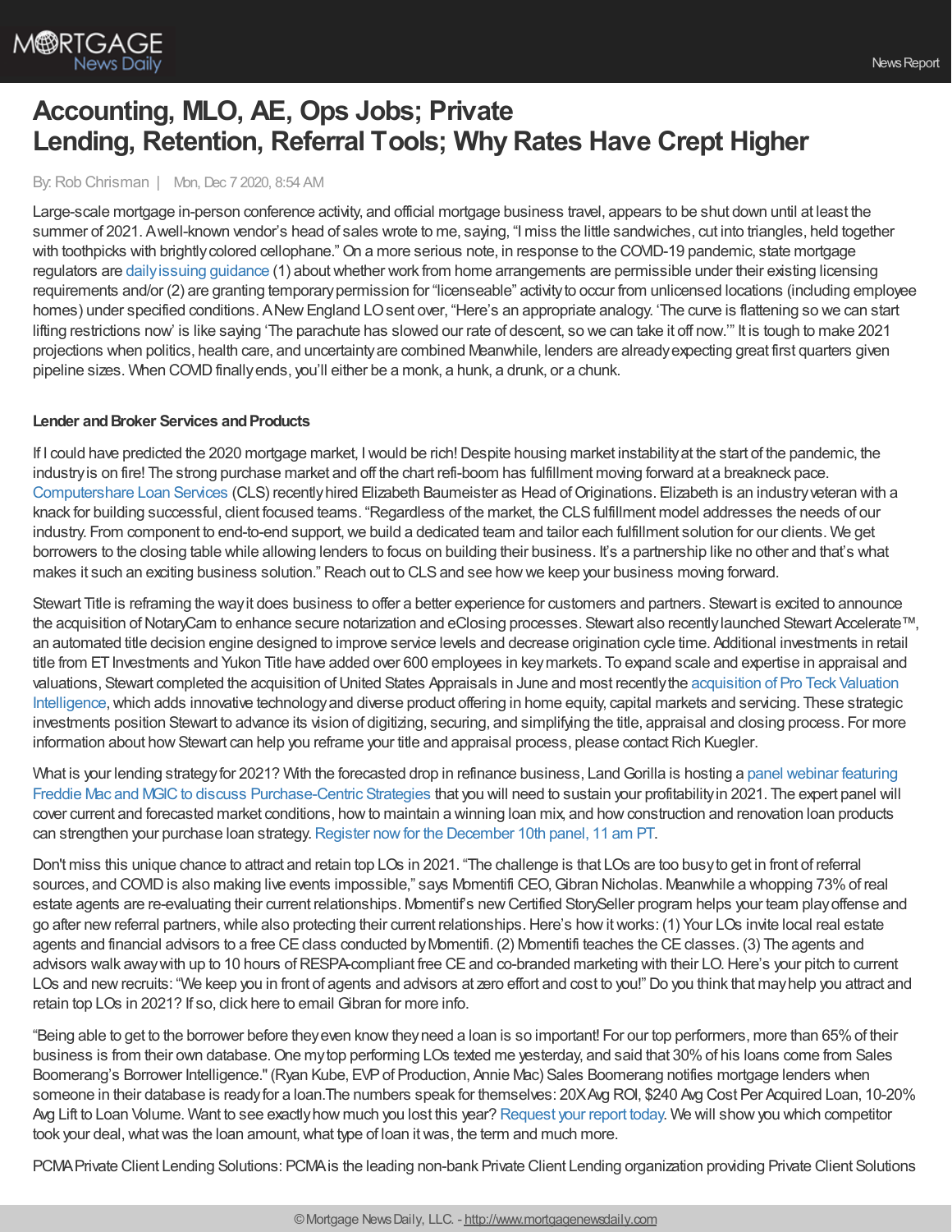# Accounting, MLO, AE, Ops Jobs; Private Lending, Retention, Referral Tools; Why Rates Have Crept Higher

By: Rob Chrisman | Mon, Dec 7 2020, 8:54 AM

Large-scale mortgage in-person conference activity, and official mortgage business travel, appears to be shut down until at least the summer of 2021. A well-known vendor's head of sales wrote to me, saying, "I miss the little sandwiches, cut into triangles, held together with toothpicks with brightly colored cellophane." On a more serious note, in response to the COVID-19 pandemic, state mortgage regulators are daily issuing guidance (1) about whether work from home arrangements are permissible under their existing licensing requirements and/or (2) are granting temporary permission for "licenseable" activity to occur from unlicensed locations (including employee homes) under specified conditions. A New England LO sent over, "Here's an appropriate analogy. 'The curve is flattening so we can start lifting restrictions now' is like saying 'The parachute has slowed our rate of descent, so we can take it off now.'" It is tough to make 2021 projections when politics, health care, and uncertainty are combined Meanwhile, lenders are already expecting great first quarters given pipeline sizes. When COVID finally ends, you'll either be a monk, a hunk, a drunk, or a chunk.

**Lender and Broker Services and Products**

If I could have predicted the 2020 mortgage market, I would be rich! Despite housing market instability at the start of the pandemic, the industry is on fire! The strong purchase market and off the chart refi-boom has fulfillment moving forward at a breakneck pace. Computershare Loan Services (CLS) recently hired Elizabeth Baumeister as Head of Originations. Elizabeth is an industry veteran with a knack for building successful, client focused teams. "Regardless of the market, the CLS fulfillment model addresses the needs of our industry. From component to end-to-end support, we build a dedicated team and tailor each fulfillment solution for our clients. We get borrowers to the closing table while allowing lenders to focus on building their business. It's a partnership like no other and that's what makes it such an exciting business solution." Reach out to CLS and see how we keep your business moving forward.

Stewart Title is reframing the way it does business to offer a better experience for customers and partners. Stewart is excited to announce the acquisition of NotaryCam to enhance secure notarization and eClosing processes. Stewart also recently launched Stewart Accelerate™, an automated title decision engine designed to improve service levels and decrease origination cycle time. Additional investments in retail title from ET Investments and Yukon Title have added over 600 employees in key markets. To expand scale and expertise in appraisal and valuations, Stewart completed the acquisition of United States Appraisals in June and most recently the acquisition of Pro Teck Valuation Intelligence, which adds innovative technology and diverse product offering in home equity, capital markets and servicing. These strategic investments position Stewart to advance its vision of digitizing, securing, and simplifying the title, appraisal and closing process. For more information about how Stewart can help you reframe your title and appraisal process, please contact Rich Kuegler.

What is your lending strategy for 2021? With the forecasted drop in refinance business, Land Gorilla is hosting a panel webinar featuring Freddie Mac and MGIC to discuss Purchase-Centric Strategies that you will need to sustain your profitability in 2021. The expert panel will cover current and forecasted market conditions, how to maintain a winning loan mix, and how construction and renovation loan products can strengthen your purchase loan strategy. Register now for the December 10th panel, 11 am PT.

Don't miss this unique chance to attract and retain top LOs in 2021. "The challenge is that LOs are too busy to get in front of referral sources, and COVID is also making live events impossible," says Momentifi CEO, Gibran Nicholas. Meanwhile a whopping 73% of real estate agents are re-evaluating their current relationships. Momentif's new Certified StorySeller program helps your team play offense and go after new referral partners, while also protecting their current relationships. Here's how it works: (1) Your LOs invite local real estate agents and financial advisors to a free CE class conducted by Momentifi. (2) Momentifi teaches the CE classes. (3) The agents and advisors walk away with up to 10 hours of RESPA-compliant free CE and co-branded marketing with their LO. Here's your pitch to current LOs and new recruits: "We keep you in front of agents and advisors at zero effort and cost to you!" Do you think that may help you attract and retain top LOs in 2021? If so, click here to email Gibran for more info.

"Being able to get to the borrower before they even know they need a loan is so important! For our top performers, more than 65% of their business is from their own database. One my top performing LOs texted me yesterday, and said that 30% of his loans come from Sales Boomerang's Borrower Intelligence." (Ryan Kube, EVP of Production, Annie Mac) Sales Boomerang notifies mortgage lenders when someone in their database is ready for a loan.The numbers speak for themselves: 20X Avg ROI, $240 Avg Cost Per Acquired Loan, 10-20% Avg Lift to Loan Volume. Want to see exactly how much you lost this year? Request your report today. We will show you which competitor took your deal, what was the loan amount, what type of loan it was, the term and much more.

PCMA Private Client Lending Solutions: PCMA is the leading non-bank Private Client Lending organization providing Private Client Solutions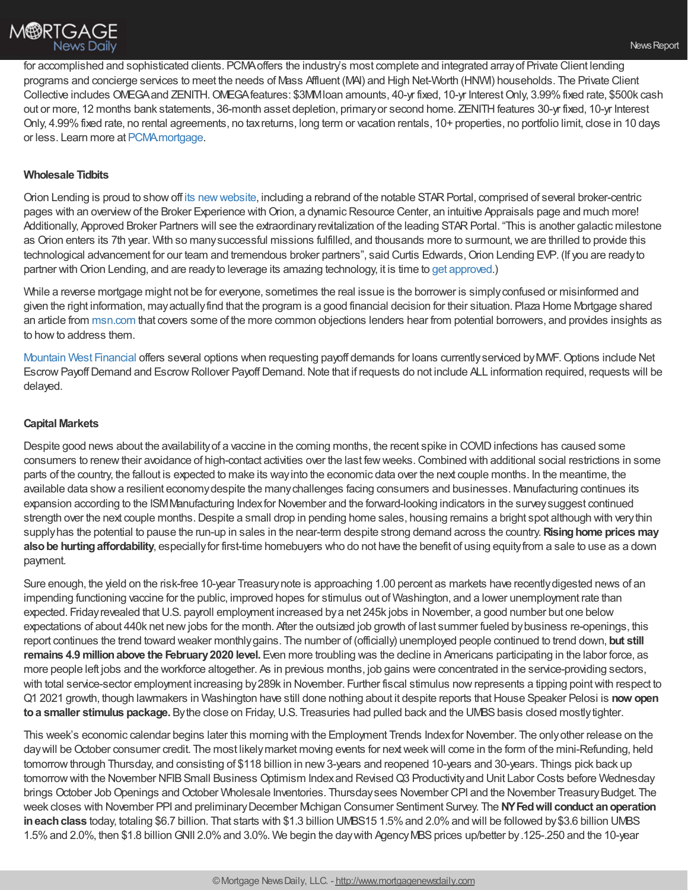for accomplished and sophisticated clients. PCMA offers the industry's most complete and integrated array of Private Client lending programs and concierge services to meet the needs of Mass Affluent (MAI) and High Net-Worth (HNWI) households. The Private Client Collective includes OMEGA and ZENITH. OMEGA features: $3MM loan amounts, 40-yr fixed, 10-yr Interest Only, 3.99% fixed rate, $500k cash out or more, 12 months bank statements, 36-month asset depletion, primary or second home. ZENITH features 30-yr fixed, 10-yr Interest Only, 4.99% fixed rate, no rental agreements, no tax returns, long term or vacation rentals, 10+ properties, no portfolio limit, close in 10 days or less. Learn more at PCMA.mortgage.

**Wholesale Tidbits**

Orion Lending is proud to show off its new website, including a rebrand of the notable STAR Portal, comprised of several broker-centric pages with an overview of the Broker Experience with Orion, a dynamic Resource Center, an intuitive Appraisals page and much more! Additionally, Approved Broker Partners will see the extraordinary revitalization of the leading STAR Portal. "This is another galactic milestone as Orion enters its 7th year. With so many successful missions fulfilled, and thousands more to surmount, we are thrilled to provide this technological advancement for our team and tremendous broker partners", said Curtis Edwards, Orion Lending EVP. (If you are ready to partner with Orion Lending, and are ready to leverage its amazing technology, it is time to get approved.)

While a reverse mortgage might not be for everyone, sometimes the real issue is the borrower is simply confused or misinformed and given the right information, may actually find that the program is a good financial decision for their situation. Plaza Home Mortgage shared an article from msn.com that covers some of the more common objections lenders hear from potential borrowers, and provides insights as to how to address them.

Mountain West Financial offers several options when requesting payoff demands for loans currently serviced by MWF. Options include Net Escrow Payoff Demand and Escrow Rollover Payoff Demand. Note that if requests do not include ALL information required, requests will be delayed.

**Capital Markets**

Despite good news about the availability of a vaccine in the coming months, the recent spike in COVID infections has caused some consumers to renew their avoidance of high-contact activities over the last few weeks. Combined with additional social restrictions in some parts of the country, the fallout is expected to make its way into the economic data over the next couple months. In the meantime, the available data show a resilient economy despite the many challenges facing consumers and businesses. Manufacturing continues its expansion according to the ISM Manufacturing Index for November and the forward-looking indicators in the survey suggest continued strength over the next couple months. Despite a small drop in pending home sales, housing remains a bright spot although with very thin supply has the potential to pause the run-up in sales in the near-term despite strong demand across the country. **Rising home prices may also be hurting affordability**, especially for first-time homebuyers who do not have the benefit of using equity from a sale to use as a down payment.

Sure enough, the yield on the risk-free 10-year Treasury note is approaching 1.00 percent as markets have recently digested news of an impending functioning vaccine for the public, improved hopes for stimulus out of Washington, and a lower unemployment rate than expected. Friday revealed that U.S. payroll employment increased by a net 245k jobs in November, a good number but one below expectations of about 440k net new jobs for the month. After the outsized job growth of last summer fueled by business re-openings, this report continues the trend toward weaker monthly gains. The number of (officially) unemployed people continued to trend down, **but still remains 4.9 million above the February 2020 level.** Even more troubling was the decline in Americans participating in the labor force, as more people left jobs and the workforce altogether. As in previous months, job gains were concentrated in the service-providing sectors, with total service-sector employment increasing by 289k in November. Further fiscal stimulus now represents a tipping point with respect to Q1 2021 growth, though lawmakers in Washington have still done nothing about it despite reports that House Speaker Pelosi is **now open to a smaller stimulus package.** By the close on Friday, U.S. Treasuries had pulled back and the UMBS basis closed mostly tighter.

This week's economic calendar begins later this morning with the Employment Trends Index for November. The only other release on the day will be October consumer credit. The most likely market moving events for next week will come in the form of the mini-Refunding, held tomorrow through Thursday, and consisting of $118 billion in new 3-years and reopened 10-years and 30-years. Things pick back up tomorrow with the November NFIB Small Business Optimism Index and Revised Q3 Productivity and Unit Labor Costs before Wednesday brings October Job Openings and October Wholesale Inventories. Thursday sees November CPI and the November Treasury Budget. The week closes with November PPI and preliminary December Michigan Consumer Sentiment Survey. The **NY Fed will conduct an operation in each class** today, totaling $6.7 billion. That starts with $1.3 billion UMBS15 1.5% and 2.0% and will be followed by $3.6 billion UMBS 1.5% and 2.0%, then $1.8 billion GNII 2.0% and 3.0%. We begin the day with Agency MBS prices up/better by .125-.250 and the 10-year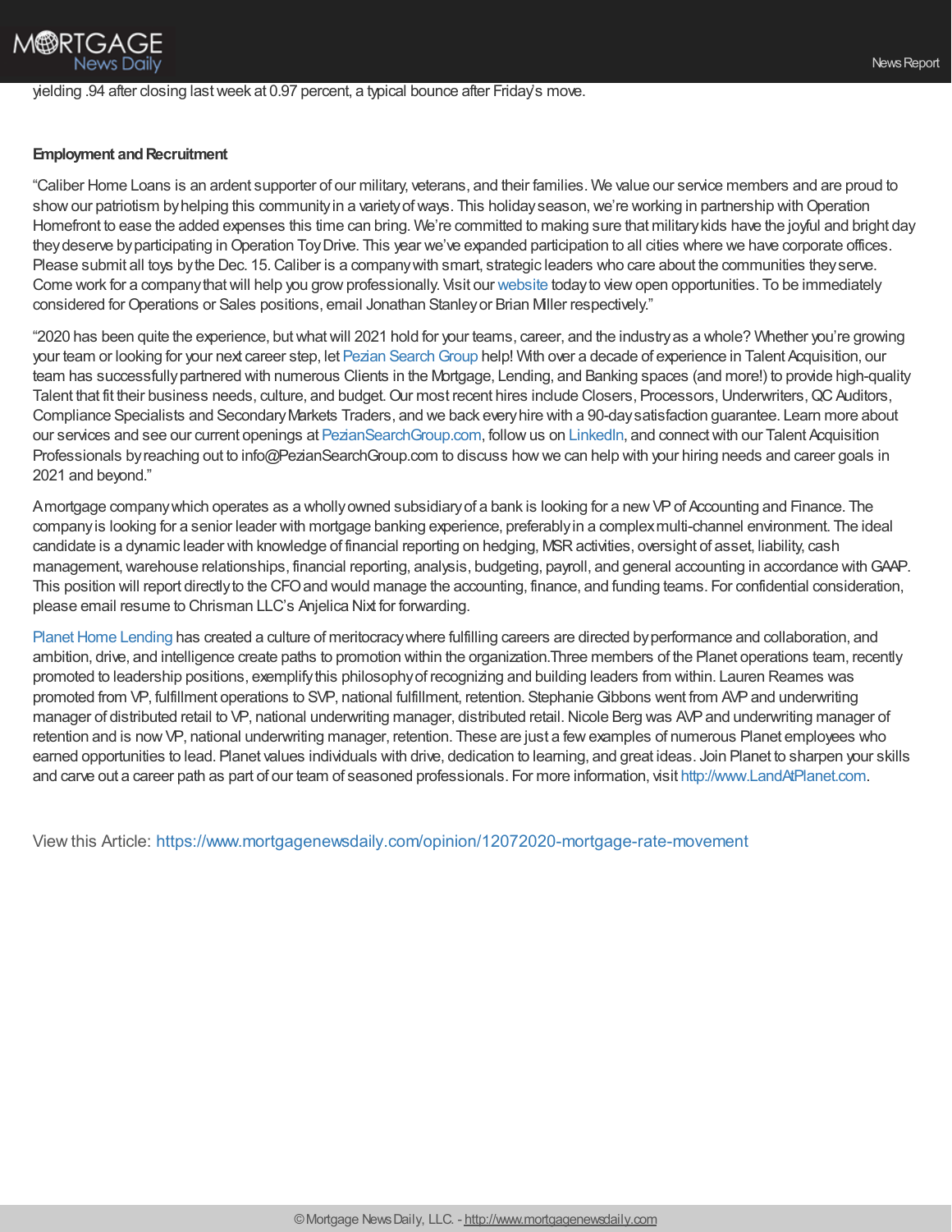yielding .94 after closing last week at 0.97 percent, a typical bounce after Friday's move.

**Employment and Recruitment**

"Caliber Home Loans is an ardent supporter of our military, veterans, and their families. We value our service members and are proud to show our patriotism by helping this community in a variety of ways. This holiday season, we're working in partnership with Operation Homefront to ease the added expenses this time can bring. We're committed to making sure that military kids have the joyful and bright day they deserve by participating in Operation Toy Drive. This year we've expanded participation to all cities where we have corporate offices. Please submit all toys by the Dec. 15. Caliber is a company with smart, strategic leaders who care about the communities they serve. Come work for a company that will help you grow professionally. Visit our website today to view open opportunities. To be immediately considered for Operations or Sales positions, email Jonathan Stanley or Brian Miller respectively."

"2020 has been quite the experience, but what will 2021 hold for your teams, career, and the industry as a whole? Whether you're growing your team or looking for your next career step, let Pezian Search Group help! With over a decade of experience in Talent Acquisition, our team has successfully partnered with numerous Clients in the Mortgage, Lending, and Banking spaces (and more!) to provide high-quality Talent that fit their business needs, culture, and budget. Our most recent hires include Closers, Processors, Underwriters, QC Auditors, Compliance Specialists and Secondary Markets Traders, and we back every hire with a 90-day satisfaction guarantee. Learn more about our services and see our current openings at PezianSearchGroup.com, follow us on LinkedIn, and connect with our Talent Acquisition Professionals by reaching out to info@PezianSearchGroup.com to discuss how we can help with your hiring needs and career goals in 2021 and beyond."

A mortgage company which operates as a wholly owned subsidiary of a bank is looking for a new VP of Accounting and Finance. The company is looking for a senior leader with mortgage banking experience, preferably in a complex multi-channel environment. The ideal candidate is a dynamic leader with knowledge of financial reporting on hedging, MSR activities, oversight of asset, liability, cash management, warehouse relationships, financial reporting, analysis, budgeting, payroll, and general accounting in accordance with GAAP. This position will report directly to the CFO and would manage the accounting, finance, and funding teams. For confidential consideration, please email resume to Chrisman LLC's Anjelica Nixt for forwarding.

Planet Home Lending has created a culture of meritocracy where fulfilling careers are directed by performance and collaboration, and ambition, drive, and intelligence create paths to promotion within the organization.Three members of the Planet operations team, recently promoted to leadership positions, exemplify this philosophy of recognizing and building leaders from within. Lauren Reames was promoted from VP, fulfillment operations to SVP, national fulfillment, retention. Stephanie Gibbons went from AVP and underwriting manager of distributed retail to VP, national underwriting manager, distributed retail. Nicole Berg was AVP and underwriting manager of retention and is now VP, national underwriting manager, retention. These are just a few examples of numerous Planet employees who earned opportunities to lead. Planet values individuals with drive, dedication to learning, and great ideas. Join Planet to sharpen your skills and carve out a career path as part of our team of seasoned professionals. For more information, visit http://www.LandAtPlanet.com.

View this Article: https://www.mortgagenewsdaily.com/opinion/12072020-mortgage-rate-movement